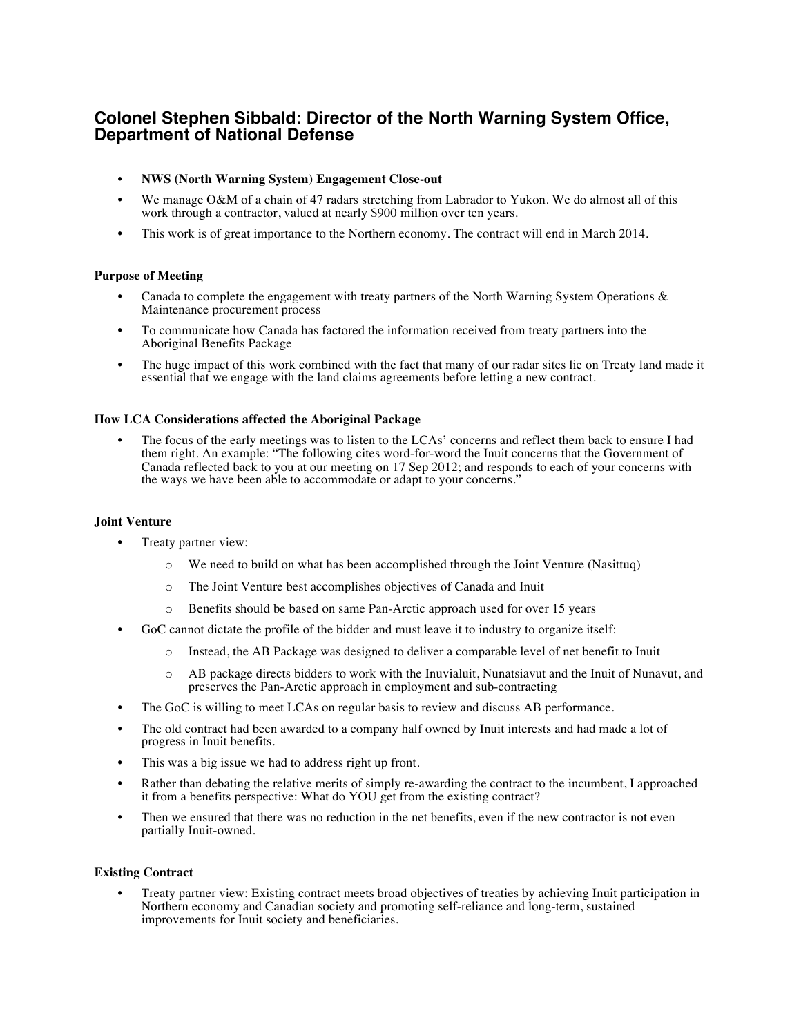## Colonel Stephen Sibbald: Director of the North Warning System Office, Department of National Defense

- **NWS (North Warning System) Engagement Close-out**
- We manage O&M of a chain of 47 radars stretching from Labrador to Yukon. We do almost all of this work through a contractor, valued at nearly $900 million over ten years.
- This work is of great importance to the Northern economy. The contract will end in March 2014.

#### Purpose of Meeting

- Canada to complete the engagement with treaty partners of the North Warning System Operations & Maintenance procurement process
- To communicate how Canada has factored the information received from treaty partners into the Aboriginal Benefits Package
- The huge impact of this work combined with the fact that many of our radar sites lie on Treaty land made it essential that we engage with the land claims agreements before letting a new contract.

#### How LCA Considerations affected the Aboriginal Package

- The focus of the early meetings was to listen to the LCAs' concerns and reflect them back to ensure I had them right. An example: "The following cites word-for-word the Inuit concerns that the Government of Canada reflected back to you at our meeting on 17 Sep 2012; and responds to each of your concerns with the ways we have been able to accommodate or adapt to your concerns."

#### Joint Venture

- Treaty partner view:
  - We need to build on what has been accomplished through the Joint Venture (Nasittuq)
  - The Joint Venture best accomplishes objectives of Canada and Inuit
  - Benefits should be based on same Pan-Arctic approach used for over 15 years
- GoC cannot dictate the profile of the bidder and must leave it to industry to organize itself:
  - Instead, the AB Package was designed to deliver a comparable level of net benefit to Inuit
  - AB package directs bidders to work with the Inuvialuit, Nunatsiavut and the Inuit of Nunavut, and preserves the Pan-Arctic approach in employment and sub-contracting
- The GoC is willing to meet LCAs on regular basis to review and discuss AB performance.
- The old contract had been awarded to a company half owned by Inuit interests and had made a lot of progress in Inuit benefits.
- This was a big issue we had to address right up front.
- Rather than debating the relative merits of simply re-awarding the contract to the incumbent, I approached it from a benefits perspective: What do YOU get from the existing contract?
- Then we ensured that there was no reduction in the net benefits, even if the new contractor is not even partially Inuit-owned.

#### Existing Contract

- Treaty partner view: Existing contract meets broad objectives of treaties by achieving Inuit participation in Northern economy and Canadian society and promoting self-reliance and long-term, sustained improvements for Inuit society and beneficiaries.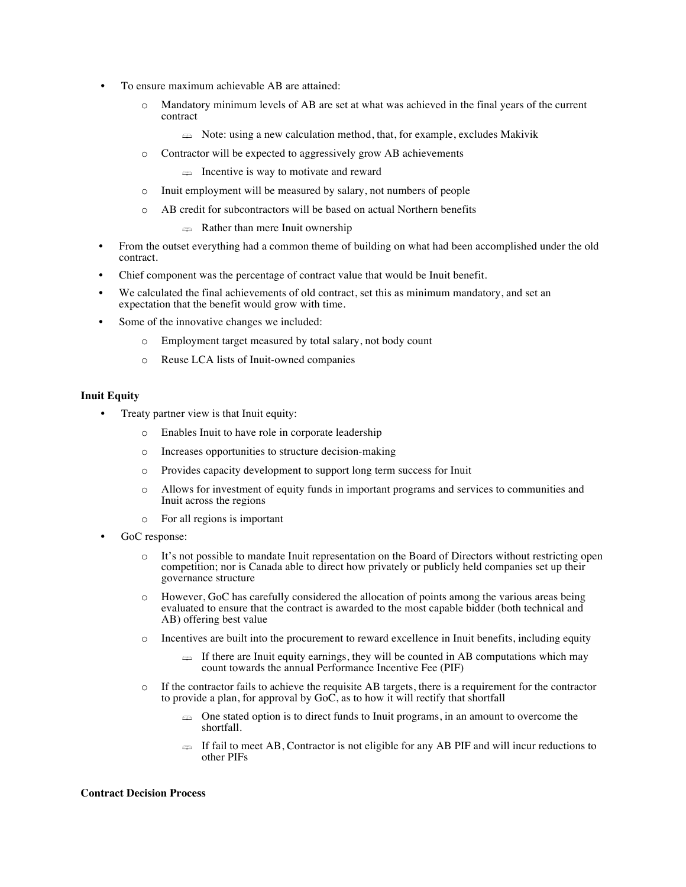- To ensure maximum achievable AB are attained:
  - Mandatory minimum levels of AB are set at what was achieved in the final years of the current contract
    - Note: using a new calculation method, that, for example, excludes Makivik
  - Contractor will be expected to aggressively grow AB achievements
    - Incentive is way to motivate and reward
  - Inuit employment will be measured by salary, not numbers of people
  - AB credit for subcontractors will be based on actual Northern benefits
    - Rather than mere Inuit ownership
- From the outset everything had a common theme of building on what had been accomplished under the old contract.
- Chief component was the percentage of contract value that would be Inuit benefit.
- We calculated the final achievements of old contract, set this as minimum mandatory, and set an expectation that the benefit would grow with time.
- Some of the innovative changes we included:
  - Employment target measured by total salary, not body count
  - Reuse LCA lists of Inuit-owned companies

**Inuit Equity**

- Treaty partner view is that Inuit equity:
  - Enables Inuit to have role in corporate leadership
  - Increases opportunities to structure decision-making
  - Provides capacity development to support long term success for Inuit
  - Allows for investment of equity funds in important programs and services to communities and Inuit across the regions
  - For all regions is important
- GoC response:
  - It's not possible to mandate Inuit representation on the Board of Directors without restricting open competition; nor is Canada able to direct how privately or publicly held companies set up their governance structure
  - However, GoC has carefully considered the allocation of points among the various areas being evaluated to ensure that the contract is awarded to the most capable bidder (both technical and AB) offering best value
  - Incentives are built into the procurement to reward excellence in Inuit benefits, including equity
    - If there are Inuit equity earnings, they will be counted in AB computations which may count towards the annual Performance Incentive Fee (PIF)
  - If the contractor fails to achieve the requisite AB targets, there is a requirement for the contractor to provide a plan, for approval by GoC, as to how it will rectify that shortfall
    - One stated option is to direct funds to Inuit programs, in an amount to overcome the shortfall.
    - If fail to meet AB, Contractor is not eligible for any AB PIF and will incur reductions to other PIFs

**Contract Decision Process**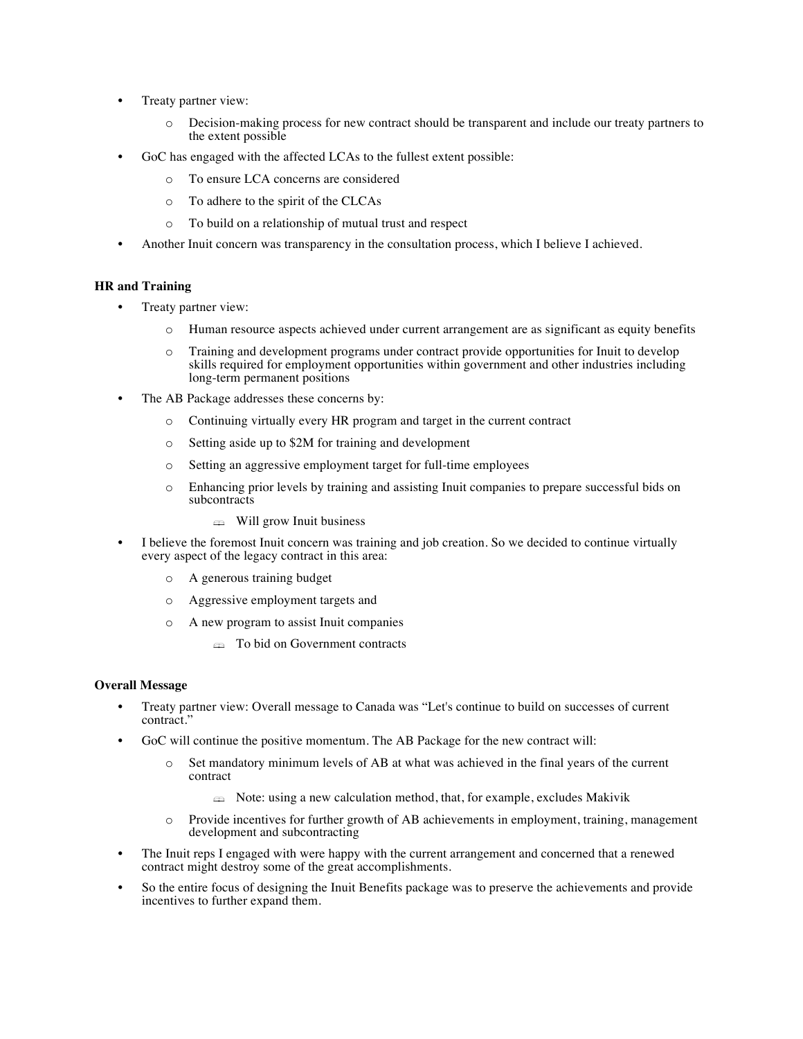- Treaty partner view:
  - Decision-making process for new contract should be transparent and include our treaty partners to the extent possible
- GoC has engaged with the affected LCAs to the fullest extent possible:
  - To ensure LCA concerns are considered
  - To adhere to the spirit of the CLCAs
  - To build on a relationship of mutual trust and respect
- Another Inuit concern was transparency in the consultation process, which I believe I achieved.

**HR and Training**

- Treaty partner view:
  - Human resource aspects achieved under current arrangement are as significant as equity benefits
  - Training and development programs under contract provide opportunities for Inuit to develop skills required for employment opportunities within government and other industries including long-term permanent positions
- The AB Package addresses these concerns by:
  - Continuing virtually every HR program and target in the current contract
  - Setting aside up to $2M for training and development
  - Setting an aggressive employment target for full-time employees
  - Enhancing prior levels by training and assisting Inuit companies to prepare successful bids on subcontracts
    - Will grow Inuit business
- I believe the foremost Inuit concern was training and job creation. So we decided to continue virtually every aspect of the legacy contract in this area:
  - A generous training budget
  - Aggressive employment targets and
  - A new program to assist Inuit companies
    - To bid on Government contracts

**Overall Message**

- Treaty partner view: Overall message to Canada was "Let's continue to build on successes of current contract."
- GoC will continue the positive momentum. The AB Package for the new contract will:
  - Set mandatory minimum levels of AB at what was achieved in the final years of the current contract
    - Note: using a new calculation method, that, for example, excludes Makivik
  - Provide incentives for further growth of AB achievements in employment, training, management development and subcontracting
- The Inuit reps I engaged with were happy with the current arrangement and concerned that a renewed contract might destroy some of the great accomplishments.
- So the entire focus of designing the Inuit Benefits package was to preserve the achievements and provide incentives to further expand them.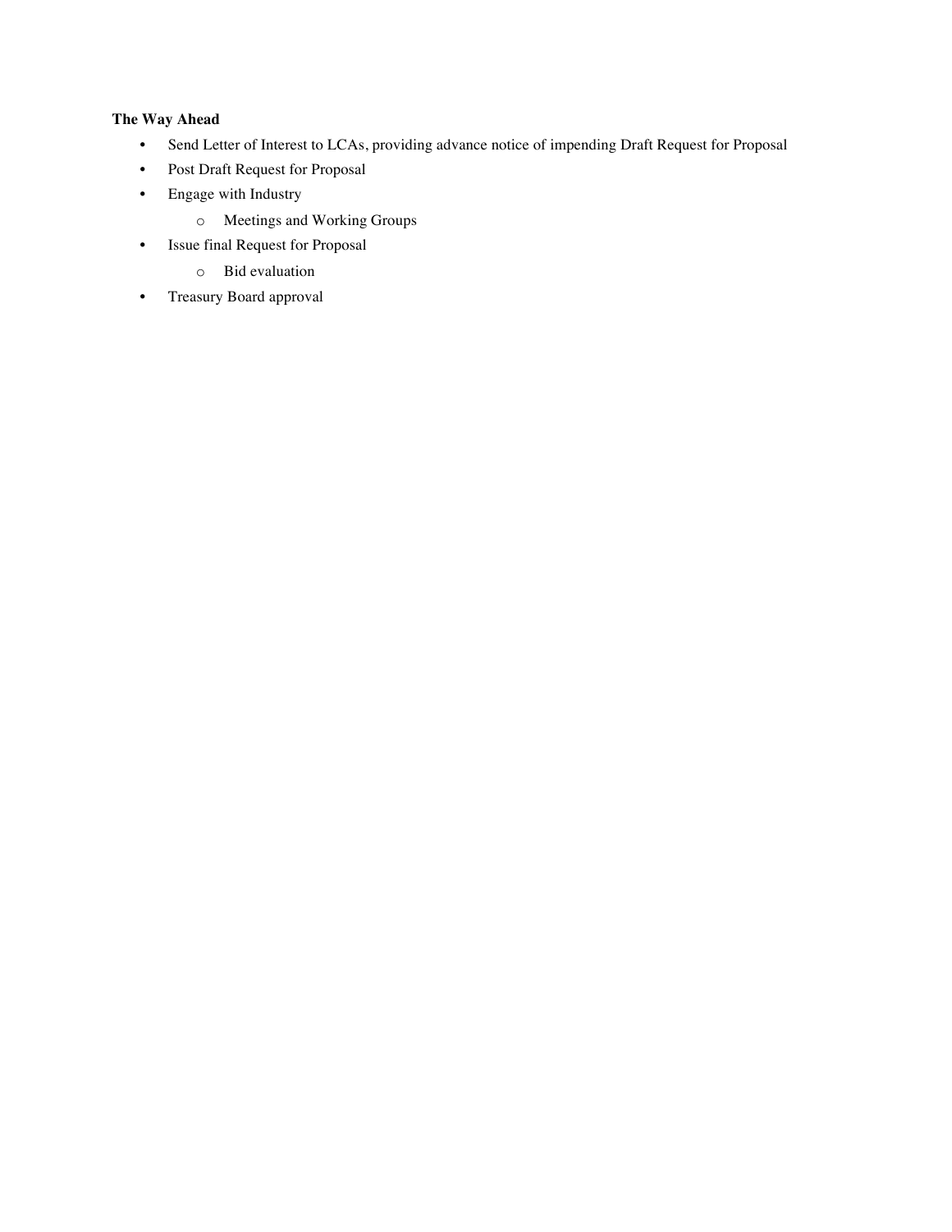**The Way Ahead**

- Send Letter of Interest to LCAs, providing advance notice of impending Draft Request for Proposal
- Post Draft Request for Proposal
- Engage with Industry
  - Meetings and Working Groups
- Issue final Request for Proposal
  - Bid evaluation
- Treasury Board approval